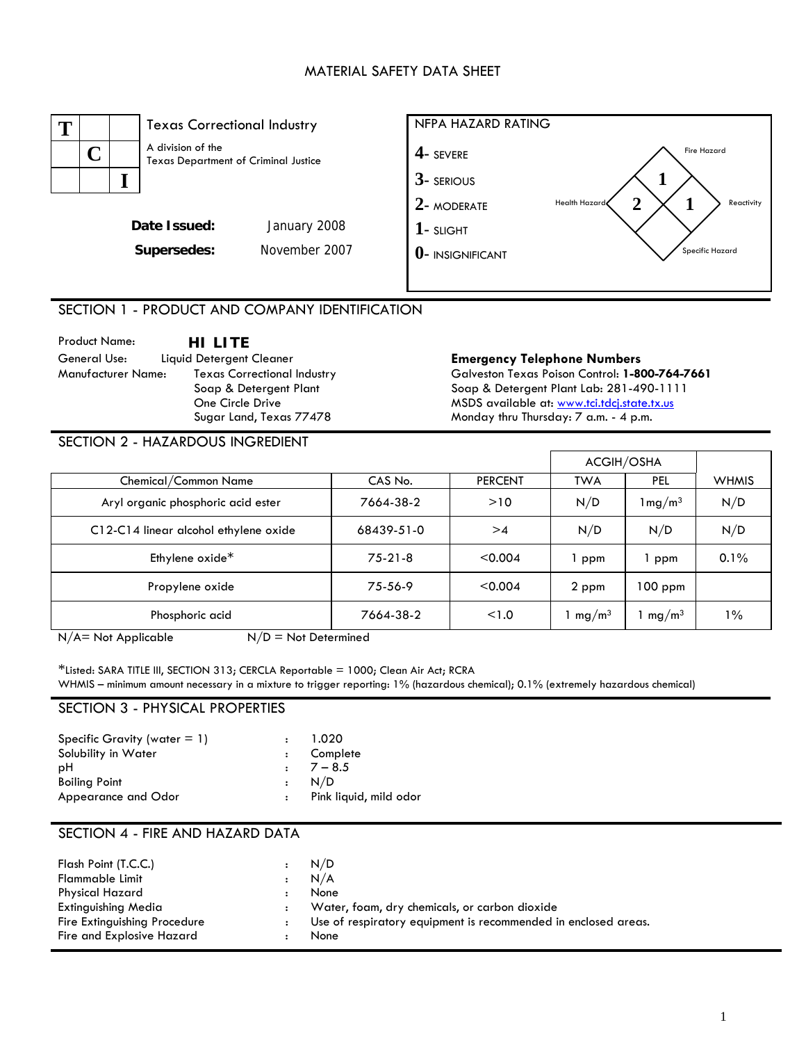# MATERIAL SAFETY DATA SHEET

**Texas Correctional Industry**

A division of the Texas Department of Criminal Justice

**Date Issued:** January 2008

**Supersedes:** November 2007

**NFPA HAZARD RATING**

- 4- SEVERE
- 3- SERIOUS
- 2- MODERATE
- 1- SLIGHT
- 0- INSIGNIFICANT

| Fire Hazard | Health Hazard | Reactivity | Specific Hazard |
|---|---|---|---|
| 1 | 2 | 1 | |

## SECTION 1 - PRODUCT AND COMPANY IDENTIFICATION

Product Name: **HI LITE**

General Use: Liquid Detergent Cleaner

Manufacturer Name: Texas Correctional Industry
Soap & Detergent Plant
One Circle Drive
Sugar Land, Texas 77478

**Emergency Telephone Numbers**

Galveston Texas Poison Control: **1-800-764-7661**

Soap & Detergent Plant Lab: 281-490-1111

MSDS available at: www.tci.tdcj.state.tx.us

Monday thru Thursday: 7 a.m. - 4 p.m.

## SECTION 2 - HAZARDOUS INGREDIENT

| | | | ACGIH/OSHA | | |
|---|---|---|---|---|---|
| Chemical/Common Name | CAS No. | PERCENT | TWA | PEL | WHMIS |
| Aryl organic phosphoric acid ester | 7664-38-2 | >10 | N/D | 1mg/m³ | N/D |
| C12-C14 linear alcohol ethylene oxide | 68439-51-0 | >4 | N/D | N/D | N/D |
| Ethylene oxide* | 75-21-8 | <0.004 | 1 ppm | 1 ppm | 0.1% |
| Propylene oxide | 75-56-9 | <0.004 | 2 ppm | 100 ppm | |
| Phosphoric acid | 7664-38-2 | <1.0 | 1 mg/m³ | 1 mg/m³ | 1% |

N/A= Not Applicable    N/D = Not Determined

*Listed: SARA TITLE III, SECTION 313; CERCLA Reportable = 1000; Clean Air Act; RCRA

WHMIS – minimum amount necessary in a mixture to trigger reporting: 1% (hazardous chemical); 0.1% (extremely hazardous chemical)

## SECTION 3 - PHYSICAL PROPERTIES

| | | |
|---|---|---|
| Specific Gravity (water = 1) | : | 1.020 |
| Solubility in Water | : | Complete |
| pH | : | 7 – 8.5 |
| Boiling Point | : | N/D |
| Appearance and Odor | : | Pink liquid, mild odor |

## SECTION 4 - FIRE AND HAZARD DATA

| | | |
|---|---|---|
| Flash Point (T.C.C.) | : | N/D |
| Flammable Limit | : | N/A |
| Physical Hazard | : | None |
| Extinguishing Media | : | Water, foam, dry chemicals, or carbon dioxide |
| Fire Extinguishing Procedure | : | Use of respiratory equipment is recommended in enclosed areas. |
| Fire and Explosive Hazard | : | None |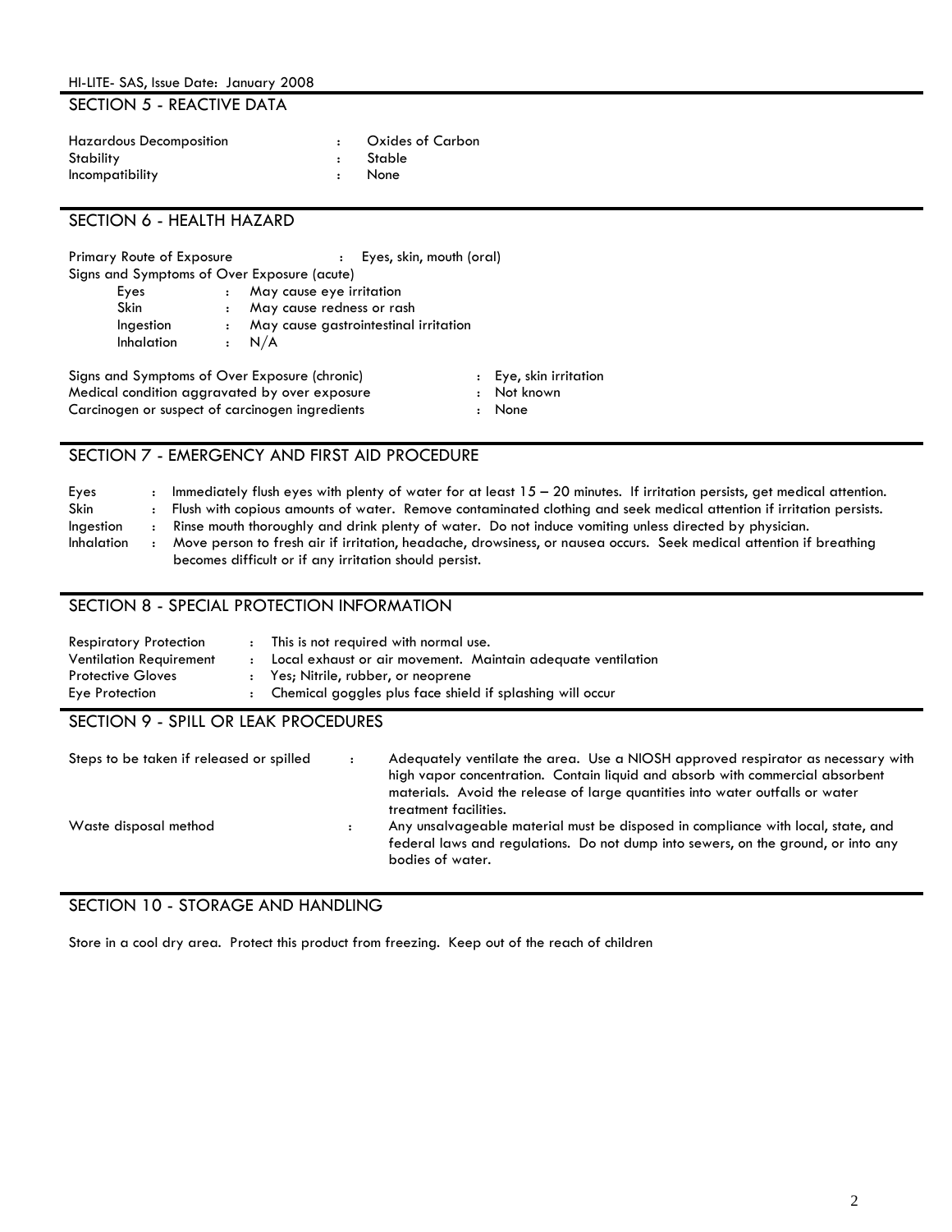## SECTION 5 - REACTIVE DATA

| | | |
|---|---|---|
| Hazardous Decomposition | : | Oxides of Carbon |
| Stability | : | Stable |
| Incompatibility | : | None |

## SECTION 6 - HEALTH HAZARD

Primary Route of Exposure : Eyes, skin, mouth (oral)

Signs and Symptoms of Over Exposure (acute)

| | | |
|---|---|---|
| Eyes | : | May cause eye irritation |
| Skin | : | May cause redness or rash |
| Ingestion | : | May cause gastrointestinal irritation |
| Inhalation | : | N/A |

| | | |
|---|---|---|
| Signs and Symptoms of Over Exposure (chronic) | : | Eye, skin irritation |
| Medical condition aggravated by over exposure | : | Not known |
| Carcinogen or suspect of carcinogen ingredients | : | None |

## SECTION 7 - EMERGENCY AND FIRST AID PROCEDURE

| | | |
|---|---|---|
| Eyes | : | Immediately flush eyes with plenty of water for at least 15 – 20 minutes. If irritation persists, get medical attention. |
| Skin | : | Flush with copious amounts of water. Remove contaminated clothing and seek medical attention if irritation persists. |
| Ingestion | : | Rinse mouth thoroughly and drink plenty of water. Do not induce vomiting unless directed by physician. |
| Inhalation | : | Move person to fresh air if irritation, headache, drowsiness, or nausea occurs. Seek medical attention if breathing becomes difficult or if any irritation should persist. |

## SECTION 8 - SPECIAL PROTECTION INFORMATION

| | | |
|---|---|---|
| Respiratory Protection | : | This is not required with normal use. |
| Ventilation Requirement | : | Local exhaust or air movement. Maintain adequate ventilation |
| Protective Gloves | : | Yes; Nitrile, rubber, or neoprene |
| Eye Protection | : | Chemical goggles plus face shield if splashing will occur |

## SECTION 9 - SPILL OR LEAK PROCEDURES

| | | |
|---|---|---|
| Steps to be taken if released or spilled | : | Adequately ventilate the area. Use a NIOSH approved respirator as necessary with high vapor concentration. Contain liquid and absorb with commercial absorbent materials. Avoid the release of large quantities into water outfalls or water treatment facilities. |
| Waste disposal method | : | Any unsalvageable material must be disposed in compliance with local, state, and federal laws and regulations. Do not dump into sewers, on the ground, or into any bodies of water. |

## SECTION 10 - STORAGE AND HANDLING

Store in a cool dry area. Protect this product from freezing. Keep out of the reach of children